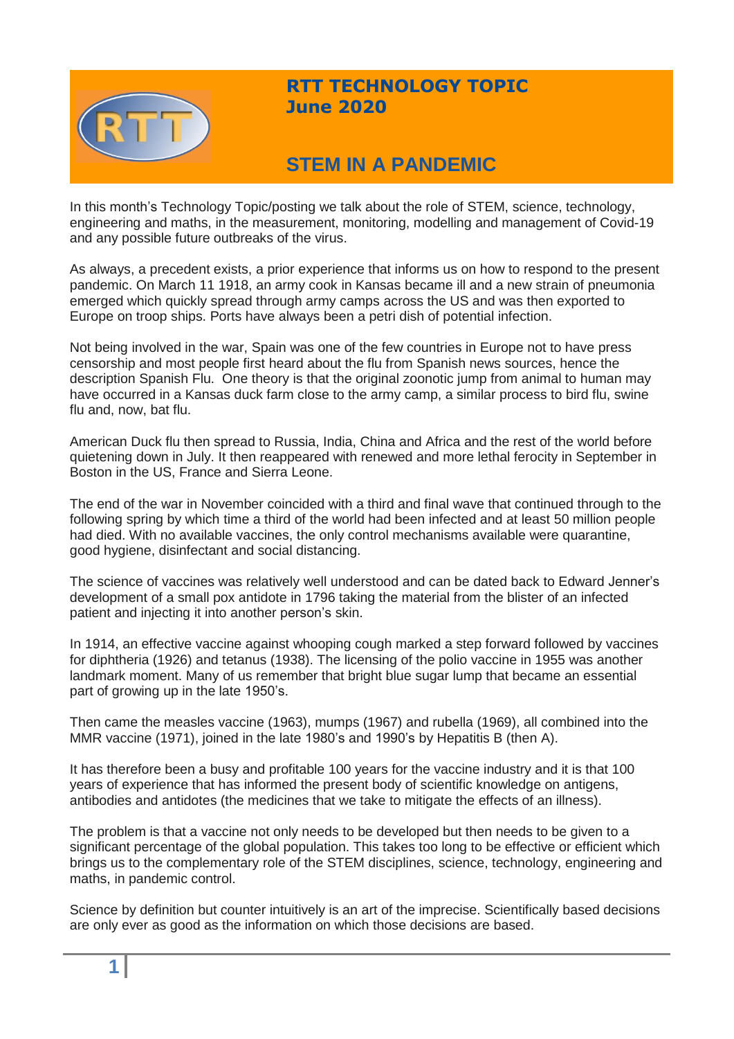**RTT TECHNOLOGY TOPIC**
**June 2020**

# STEM IN A PANDEMIC

In this month's Technology Topic/posting we talk about the role of STEM, science, technology, engineering and maths, in the measurement, monitoring, modelling and management of Covid-19 and any possible future outbreaks of the virus.

As always, a precedent exists, a prior experience that informs us on how to respond to the present pandemic. On March 11 1918, an army cook in Kansas became ill and a new strain of pneumonia emerged which quickly spread through army camps across the US and was then exported to Europe on troop ships. Ports have always been a petri dish of potential infection.

Not being involved in the war, Spain was one of the few countries in Europe not to have press censorship and most people first heard about the flu from Spanish news sources, hence the description Spanish Flu. One theory is that the original zoonotic jump from animal to human may have occurred in a Kansas duck farm close to the army camp, a similar process to bird flu, swine flu and, now, bat flu.

American Duck flu then spread to Russia, India, China and Africa and the rest of the world before quietening down in July. It then reappeared with renewed and more lethal ferocity in September in Boston in the US, France and Sierra Leone.

The end of the war in November coincided with a third and final wave that continued through to the following spring by which time a third of the world had been infected and at least 50 million people had died. With no available vaccines, the only control mechanisms available were quarantine, good hygiene, disinfectant and social distancing.

The science of vaccines was relatively well understood and can be dated back to Edward Jenner's development of a small pox antidote in 1796 taking the material from the blister of an infected patient and injecting it into another person's skin.

In 1914, an effective vaccine against whooping cough marked a step forward followed by vaccines for diphtheria (1926) and tetanus (1938). The licensing of the polio vaccine in 1955 was another landmark moment. Many of us remember that bright blue sugar lump that became an essential part of growing up in the late 1950's.

Then came the measles vaccine (1963), mumps (1967) and rubella (1969), all combined into the MMR vaccine (1971), joined in the late 1980's and 1990's by Hepatitis B (then A).

It has therefore been a busy and profitable 100 years for the vaccine industry and it is that 100 years of experience that has informed the present body of scientific knowledge on antigens, antibodies and antidotes (the medicines that we take to mitigate the effects of an illness).

The problem is that a vaccine not only needs to be developed but then needs to be given to a significant percentage of the global population. This takes too long to be effective or efficient which brings us to the complementary role of the STEM disciplines, science, technology, engineering and maths, in pandemic control.

Science by definition but counter intuitively is an art of the imprecise. Scientifically based decisions are only ever as good as the information on which those decisions are based.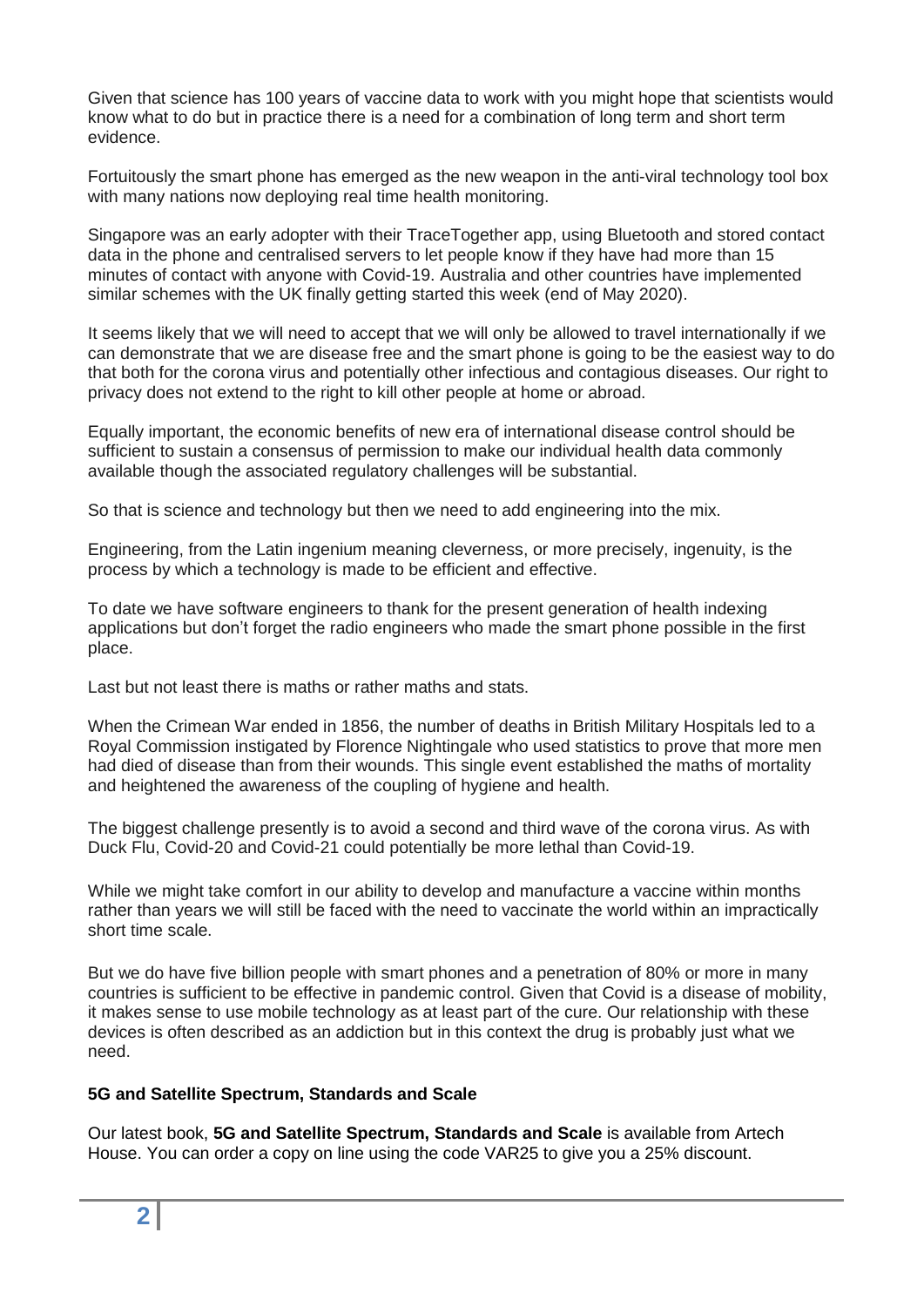Given that science has 100 years of vaccine data to work with you might hope that scientists would know what to do but in practice there is a need for a combination of long term and short term evidence.

Fortuitously the smart phone has emerged as the new weapon in the anti-viral technology tool box with many nations now deploying real time health monitoring.

Singapore was an early adopter with their TraceTogether app, using Bluetooth and stored contact data in the phone and centralised servers to let people know if they have had more than 15 minutes of contact with anyone with Covid-19. Australia and other countries have implemented similar schemes with the UK finally getting started this week (end of May 2020).

It seems likely that we will need to accept that we will only be allowed to travel internationally if we can demonstrate that we are disease free and the smart phone is going to be the easiest way to do that both for the corona virus and potentially other infectious and contagious diseases. Our right to privacy does not extend to the right to kill other people at home or abroad.

Equally important, the economic benefits of new era of international disease control should be sufficient to sustain a consensus of permission to make our individual health data commonly available though the associated regulatory challenges will be substantial.

So that is science and technology but then we need to add engineering into the mix.

Engineering, from the Latin ingenium meaning cleverness, or more precisely, ingenuity, is the process by which a technology is made to be efficient and effective.

To date we have software engineers to thank for the present generation of health indexing applications but don't forget the radio engineers who made the smart phone possible in the first place.

Last but not least there is maths or rather maths and stats.

When the Crimean War ended in 1856, the number of deaths in British Military Hospitals led to a Royal Commission instigated by Florence Nightingale who used statistics to prove that more men had died of disease than from their wounds. This single event established the maths of mortality and heightened the awareness of the coupling of hygiene and health.

The biggest challenge presently is to avoid a second and third wave of the corona virus. As with Duck Flu, Covid-20 and Covid-21 could potentially be more lethal than Covid-19.

While we might take comfort in our ability to develop and manufacture a vaccine within months rather than years we will still be faced with the need to vaccinate the world within an impractically short time scale.

But we do have five billion people with smart phones and a penetration of 80% or more in many countries is sufficient to be effective in pandemic control. Given that Covid is a disease of mobility, it makes sense to use mobile technology as at least part of the cure. Our relationship with these devices is often described as an addiction but in this context the drug is probably just what we need.

**5G and Satellite Spectrum, Standards and Scale**

Our latest book, **5G and Satellite Spectrum, Standards and Scale** is available from Artech House. You can order a copy on line using the code VAR25 to give you a 25% discount.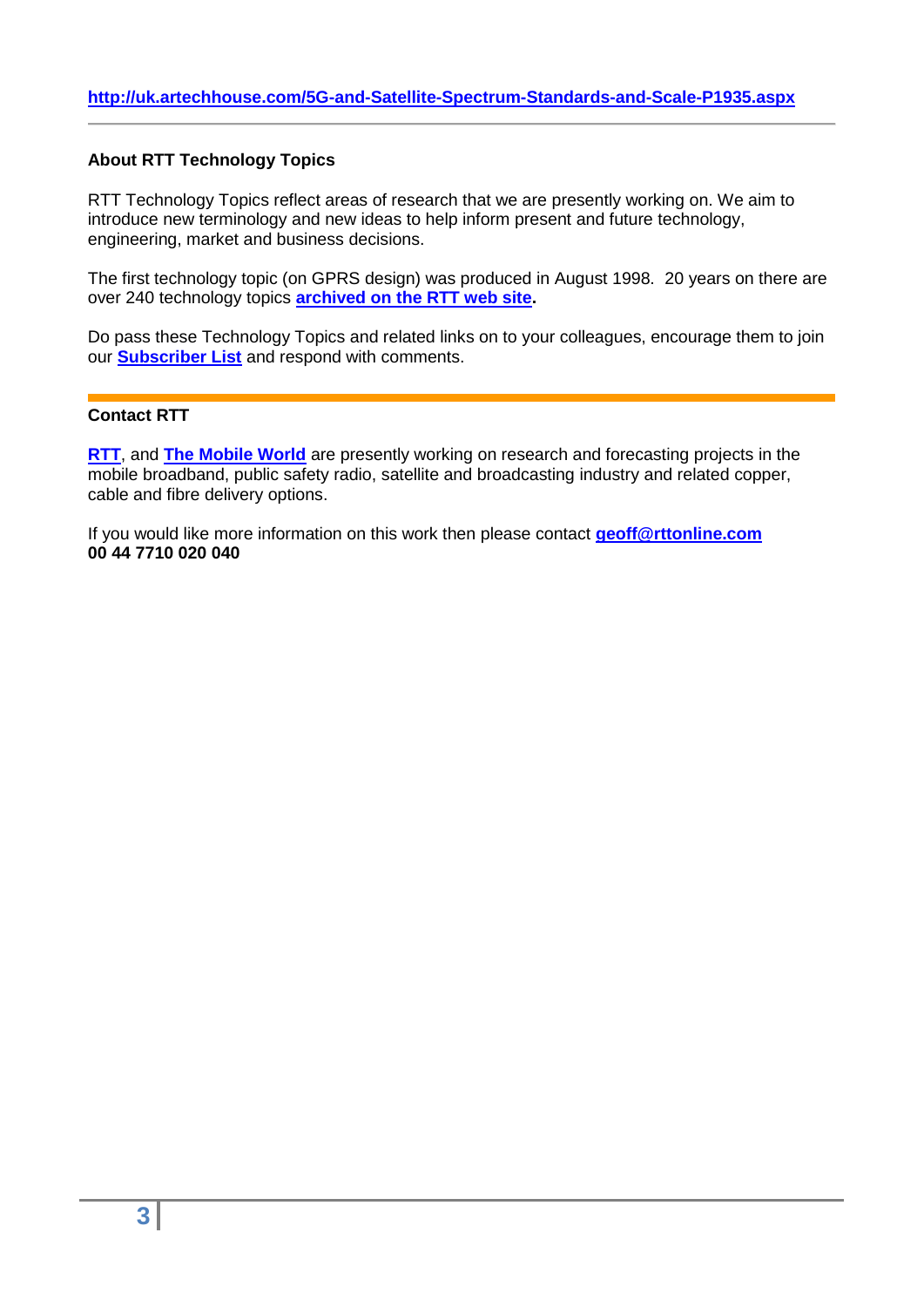**http://uk.artechhouse.com/5G-and-Satellite-Spectrum-Standards-and-Scale-P1935.aspx**

---

### About RTT Technology Topics

RTT Technology Topics reflect areas of research that we are presently working on. We aim to introduce new terminology and new ideas to help inform present and future technology, engineering, market and business decisions.

The first technology topic (on GPRS design) was produced in August 1998. 20 years on there are over 240 technology topics **archived on the RTT web site.**

Do pass these Technology Topics and related links on to your colleagues, encourage them to join our **Subscriber List** and respond with comments.

---

### Contact RTT

**RTT**, and **The Mobile World** are presently working on research and forecasting projects in the mobile broadband, public safety radio, satellite and broadcasting industry and related copper, cable and fibre delivery options.

If you would like more information on this work then please contact **geoff@rttonline.com**
**00 44 7710 020 040**